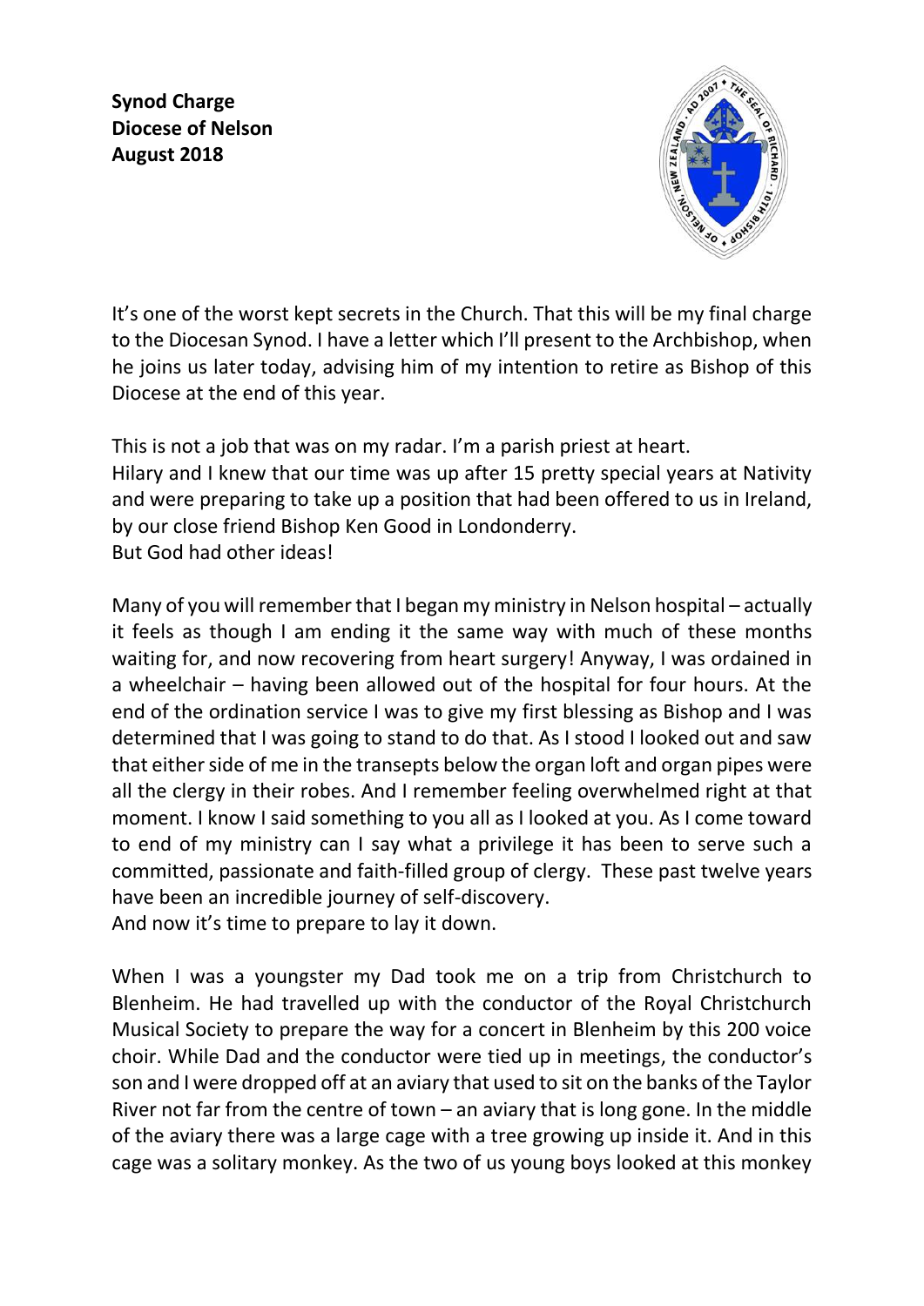**Synod Charge**
**Diocese of Nelson**
**August 2018**

It's one of the worst kept secrets in the Church. That this will be my final charge to the Diocesan Synod. I have a letter which I'll present to the Archbishop, when he joins us later today, advising him of my intention to retire as Bishop of this Diocese at the end of this year.

This is not a job that was on my radar. I'm a parish priest at heart.
Hilary and I knew that our time was up after 15 pretty special years at Nativity and were preparing to take up a position that had been offered to us in Ireland, by our close friend Bishop Ken Good in Londonderry.
But God had other ideas!

Many of you will remember that I began my ministry in Nelson hospital – actually it feels as though I am ending it the same way with much of these months waiting for, and now recovering from heart surgery! Anyway, I was ordained in a wheelchair – having been allowed out of the hospital for four hours. At the end of the ordination service I was to give my first blessing as Bishop and I was determined that I was going to stand to do that. As I stood I looked out and saw that either side of me in the transepts below the organ loft and organ pipes were all the clergy in their robes. And I remember feeling overwhelmed right at that moment. I know I said something to you all as I looked at you. As I come toward to end of my ministry can I say what a privilege it has been to serve such a committed, passionate and faith-filled group of clergy. These past twelve years have been an incredible journey of self-discovery.
And now it's time to prepare to lay it down.

When I was a youngster my Dad took me on a trip from Christchurch to Blenheim. He had travelled up with the conductor of the Royal Christchurch Musical Society to prepare the way for a concert in Blenheim by this 200 voice choir. While Dad and the conductor were tied up in meetings, the conductor's son and I were dropped off at an aviary that used to sit on the banks of the Taylor River not far from the centre of town – an aviary that is long gone. In the middle of the aviary there was a large cage with a tree growing up inside it. And in this cage was a solitary monkey. As the two of us young boys looked at this monkey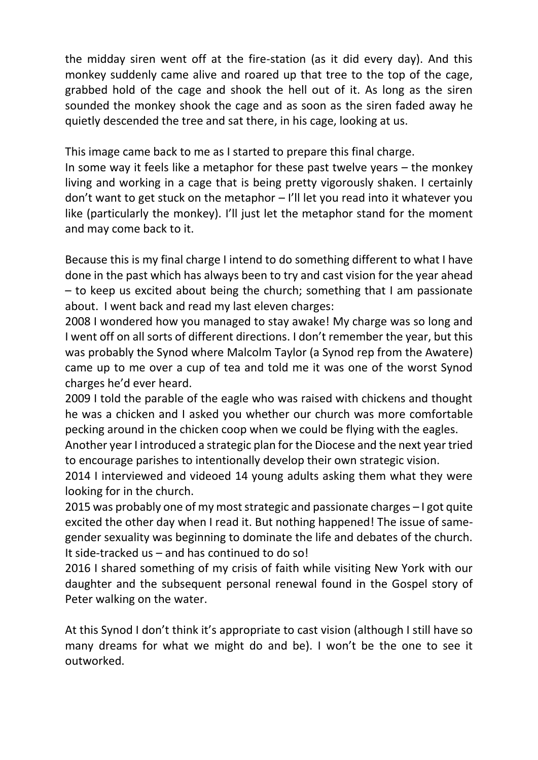the midday siren went off at the fire-station (as it did every day). And this monkey suddenly came alive and roared up that tree to the top of the cage, grabbed hold of the cage and shook the hell out of it. As long as the siren sounded the monkey shook the cage and as soon as the siren faded away he quietly descended the tree and sat there, in his cage, looking at us.

This image came back to me as I started to prepare this final charge.
In some way it feels like a metaphor for these past twelve years – the monkey living and working in a cage that is being pretty vigorously shaken. I certainly don't want to get stuck on the metaphor – I'll let you read into it whatever you like (particularly the monkey). I'll just let the metaphor stand for the moment and may come back to it.

Because this is my final charge I intend to do something different to what I have done in the past which has always been to try and cast vision for the year ahead – to keep us excited about being the church; something that I am passionate about. I went back and read my last eleven charges:
2008 I wondered how you managed to stay awake! My charge was so long and I went off on all sorts of different directions. I don't remember the year, but this was probably the Synod where Malcolm Taylor (a Synod rep from the Awatere) came up to me over a cup of tea and told me it was one of the worst Synod charges he'd ever heard.
2009 I told the parable of the eagle who was raised with chickens and thought he was a chicken and I asked you whether our church was more comfortable pecking around in the chicken coop when we could be flying with the eagles.
Another year I introduced a strategic plan for the Diocese and the next year tried to encourage parishes to intentionally develop their own strategic vision.
2014 I interviewed and videoed 14 young adults asking them what they were looking for in the church.
2015 was probably one of my most strategic and passionate charges – I got quite excited the other day when I read it. But nothing happened! The issue of same-gender sexuality was beginning to dominate the life and debates of the church. It side-tracked us – and has continued to do so!
2016 I shared something of my crisis of faith while visiting New York with our daughter and the subsequent personal renewal found in the Gospel story of Peter walking on the water.

At this Synod I don't think it's appropriate to cast vision (although I still have so many dreams for what we might do and be). I won't be the one to see it outworked.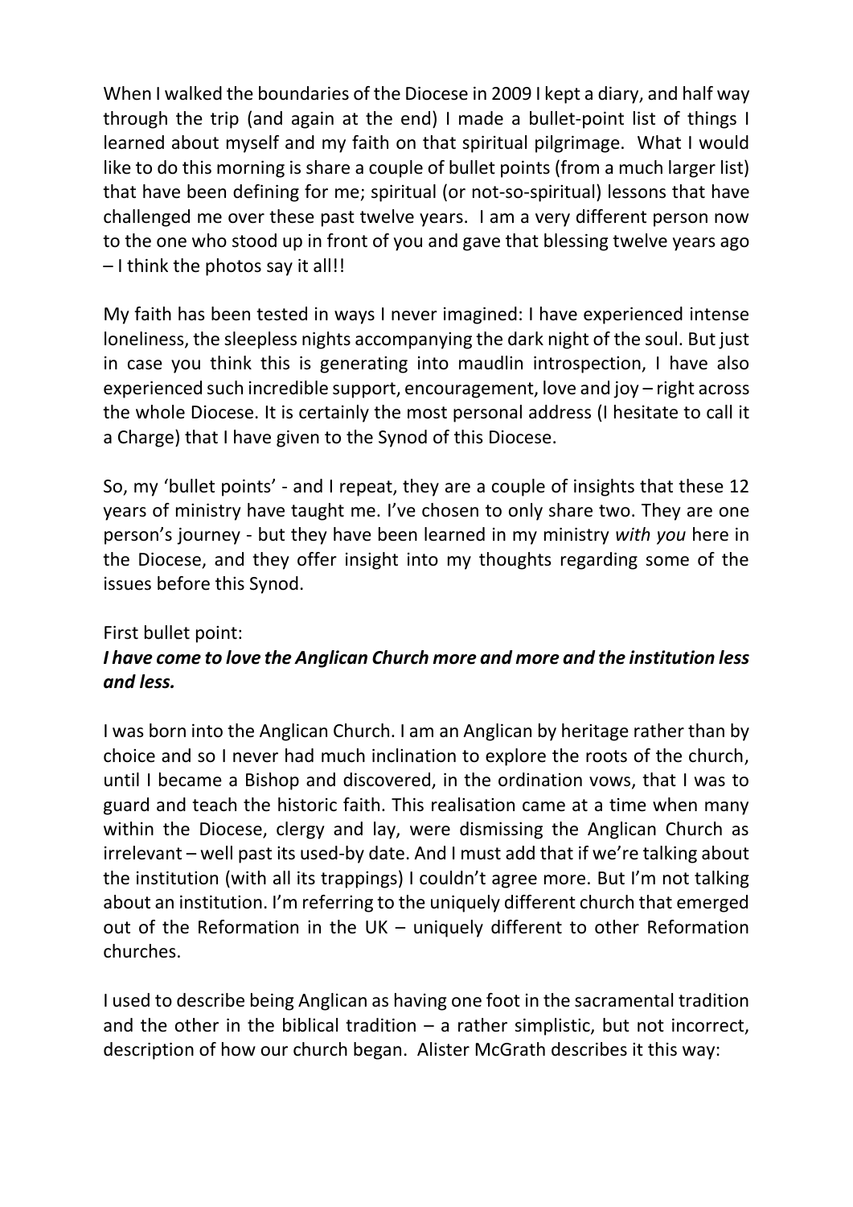When I walked the boundaries of the Diocese in 2009 I kept a diary, and half way through the trip (and again at the end) I made a bullet-point list of things I learned about myself and my faith on that spiritual pilgrimage. What I would like to do this morning is share a couple of bullet points (from a much larger list) that have been defining for me; spiritual (or not-so-spiritual) lessons that have challenged me over these past twelve years. I am a very different person now to the one who stood up in front of you and gave that blessing twelve years ago – I think the photos say it all!!

My faith has been tested in ways I never imagined: I have experienced intense loneliness, the sleepless nights accompanying the dark night of the soul. But just in case you think this is generating into maudlin introspection, I have also experienced such incredible support, encouragement, love and joy – right across the whole Diocese. It is certainly the most personal address (I hesitate to call it a Charge) that I have given to the Synod of this Diocese.

So, my 'bullet points' - and I repeat, they are a couple of insights that these 12 years of ministry have taught me. I've chosen to only share two. They are one person's journey - but they have been learned in my ministry *with you* here in the Diocese, and they offer insight into my thoughts regarding some of the issues before this Synod.

First bullet point:

***I have come to love the Anglican Church more and more and the institution less and less.***

I was born into the Anglican Church. I am an Anglican by heritage rather than by choice and so I never had much inclination to explore the roots of the church, until I became a Bishop and discovered, in the ordination vows, that I was to guard and teach the historic faith. This realisation came at a time when many within the Diocese, clergy and lay, were dismissing the Anglican Church as irrelevant – well past its used-by date. And I must add that if we're talking about the institution (with all its trappings) I couldn't agree more. But I'm not talking about an institution. I'm referring to the uniquely different church that emerged out of the Reformation in the UK – uniquely different to other Reformation churches.

I used to describe being Anglican as having one foot in the sacramental tradition and the other in the biblical tradition – a rather simplistic, but not incorrect, description of how our church began. Alister McGrath describes it this way: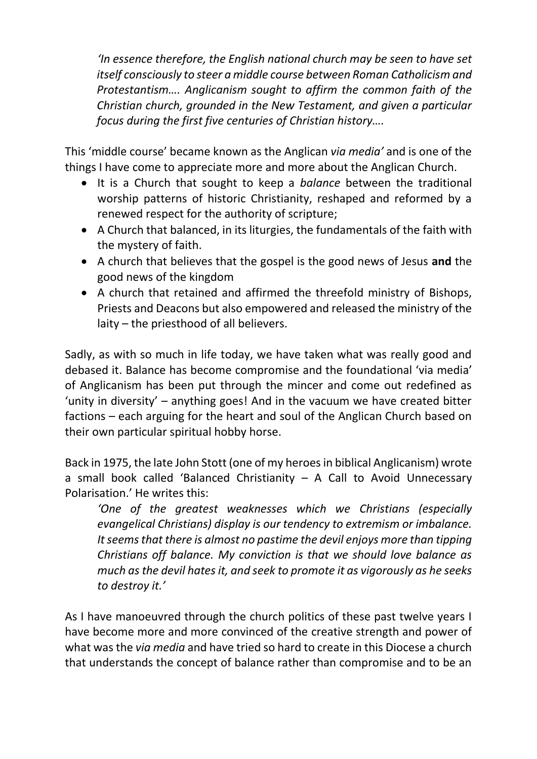> *'In essence therefore, the English national church may be seen to have set itself consciously to steer a middle course between Roman Catholicism and Protestantism…. Anglicanism sought to affirm the common faith of the Christian church, grounded in the New Testament, and given a particular focus during the first five centuries of Christian history….*

This 'middle course' became known as the Anglican *via media'* and is one of the things I have come to appreciate more and more about the Anglican Church.

- It is a Church that sought to keep a *balance* between the traditional worship patterns of historic Christianity, reshaped and reformed by a renewed respect for the authority of scripture;
- A Church that balanced, in its liturgies, the fundamentals of the faith with the mystery of faith.
- A church that believes that the gospel is the good news of Jesus **and** the good news of the kingdom
- A church that retained and affirmed the threefold ministry of Bishops, Priests and Deacons but also empowered and released the ministry of the laity – the priesthood of all believers.

Sadly, as with so much in life today, we have taken what was really good and debased it. Balance has become compromise and the foundational 'via media' of Anglicanism has been put through the mincer and come out redefined as 'unity in diversity' – anything goes! And in the vacuum we have created bitter factions – each arguing for the heart and soul of the Anglican Church based on their own particular spiritual hobby horse.

Back in 1975, the late John Stott (one of my heroes in biblical Anglicanism) wrote a small book called 'Balanced Christianity – A Call to Avoid Unnecessary Polarisation.' He writes this:

> *'One of the greatest weaknesses which we Christians (especially evangelical Christians) display is our tendency to extremism or imbalance. It seems that there is almost no pastime the devil enjoys more than tipping Christians off balance. My conviction is that we should love balance as much as the devil hates it, and seek to promote it as vigorously as he seeks to destroy it.'*

As I have manoeuvred through the church politics of these past twelve years I have become more and more convinced of the creative strength and power of what was the *via media* and have tried so hard to create in this Diocese a church that understands the concept of balance rather than compromise and to be an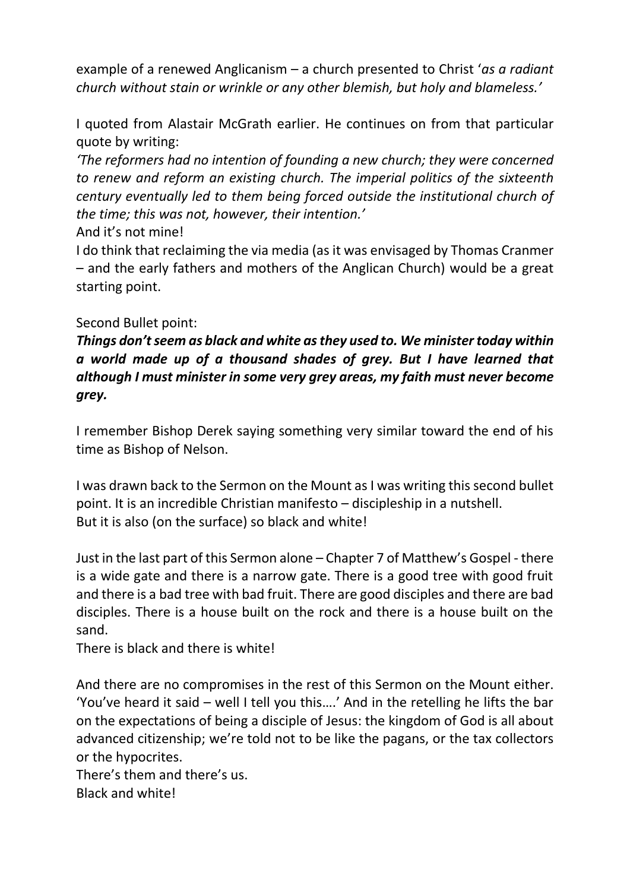example of a renewed Anglicanism – a church presented to Christ '*as a radiant church without stain or wrinkle or any other blemish, but holy and blameless.'*

I quoted from Alastair McGrath earlier. He continues on from that particular quote by writing:

*'The reformers had no intention of founding a new church; they were concerned to renew and reform an existing church. The imperial politics of the sixteenth century eventually led to them being forced outside the institutional church of the time; this was not, however, their intention.'*

And it's not mine!

I do think that reclaiming the via media (as it was envisaged by Thomas Cranmer – and the early fathers and mothers of the Anglican Church) would be a great starting point.

Second Bullet point:

***Things don't seem as black and white as they used to. We minister today within a world made up of a thousand shades of grey. But I have learned that although I must minister in some very grey areas, my faith must never become grey.***

I remember Bishop Derek saying something very similar toward the end of his time as Bishop of Nelson.

I was drawn back to the Sermon on the Mount as I was writing this second bullet point. It is an incredible Christian manifesto – discipleship in a nutshell.
But it is also (on the surface) so black and white!

Just in the last part of this Sermon alone – Chapter 7 of Matthew's Gospel - there is a wide gate and there is a narrow gate. There is a good tree with good fruit and there is a bad tree with bad fruit. There are good disciples and there are bad disciples. There is a house built on the rock and there is a house built on the sand.
There is black and there is white!

And there are no compromises in the rest of this Sermon on the Mount either. 'You've heard it said – well I tell you this….' And in the retelling he lifts the bar on the expectations of being a disciple of Jesus: the kingdom of God is all about advanced citizenship; we're told not to be like the pagans, or the tax collectors or the hypocrites.
There's them and there's us.
Black and white!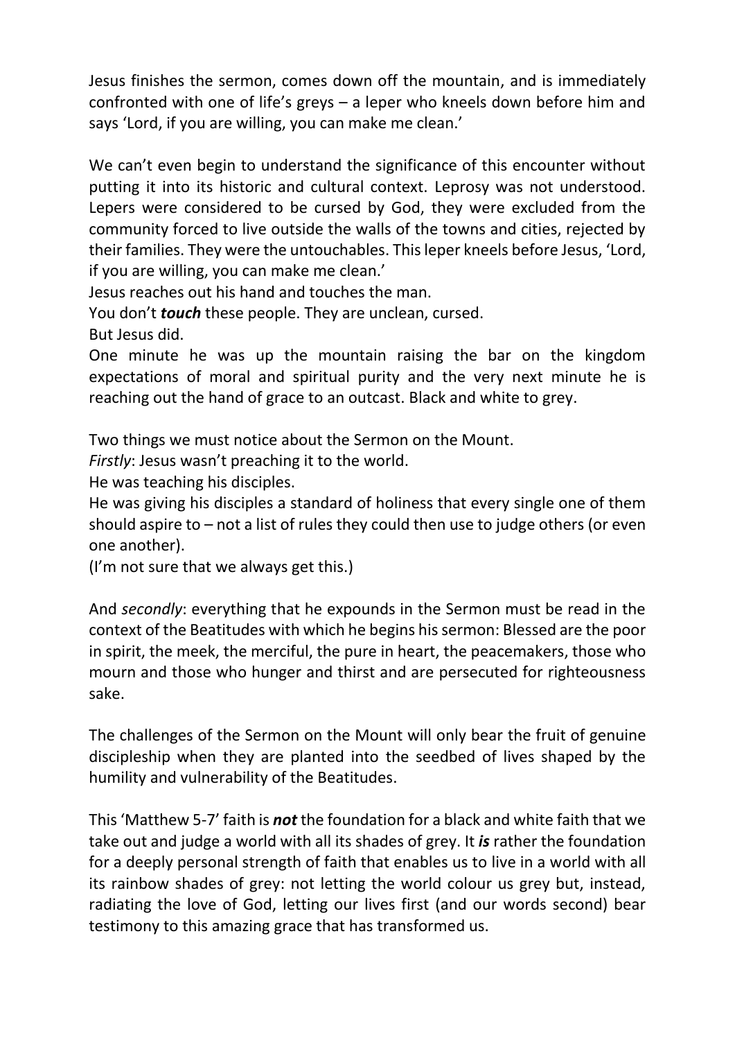Jesus finishes the sermon, comes down off the mountain, and is immediately confronted with one of life's greys – a leper who kneels down before him and says 'Lord, if you are willing, you can make me clean.'

We can't even begin to understand the significance of this encounter without putting it into its historic and cultural context. Leprosy was not understood. Lepers were considered to be cursed by God, they were excluded from the community forced to live outside the walls of the towns and cities, rejected by their families. They were the untouchables. This leper kneels before Jesus, 'Lord, if you are willing, you can make me clean.'

Jesus reaches out his hand and touches the man.

You don't ***touch*** these people. They are unclean, cursed.

But Jesus did.

One minute he was up the mountain raising the bar on the kingdom expectations of moral and spiritual purity and the very next minute he is reaching out the hand of grace to an outcast. Black and white to grey.

Two things we must notice about the Sermon on the Mount.

*Firstly*: Jesus wasn't preaching it to the world.

He was teaching his disciples.

He was giving his disciples a standard of holiness that every single one of them should aspire to – not a list of rules they could then use to judge others (or even one another).

(I'm not sure that we always get this.)

And *secondly*: everything that he expounds in the Sermon must be read in the context of the Beatitudes with which he begins his sermon: Blessed are the poor in spirit, the meek, the merciful, the pure in heart, the peacemakers, those who mourn and those who hunger and thirst and are persecuted for righteousness sake.

The challenges of the Sermon on the Mount will only bear the fruit of genuine discipleship when they are planted into the seedbed of lives shaped by the humility and vulnerability of the Beatitudes.

This 'Matthew 5-7' faith is ***not*** the foundation for a black and white faith that we take out and judge a world with all its shades of grey. It ***is*** rather the foundation for a deeply personal strength of faith that enables us to live in a world with all its rainbow shades of grey: not letting the world colour us grey but, instead, radiating the love of God, letting our lives first (and our words second) bear testimony to this amazing grace that has transformed us.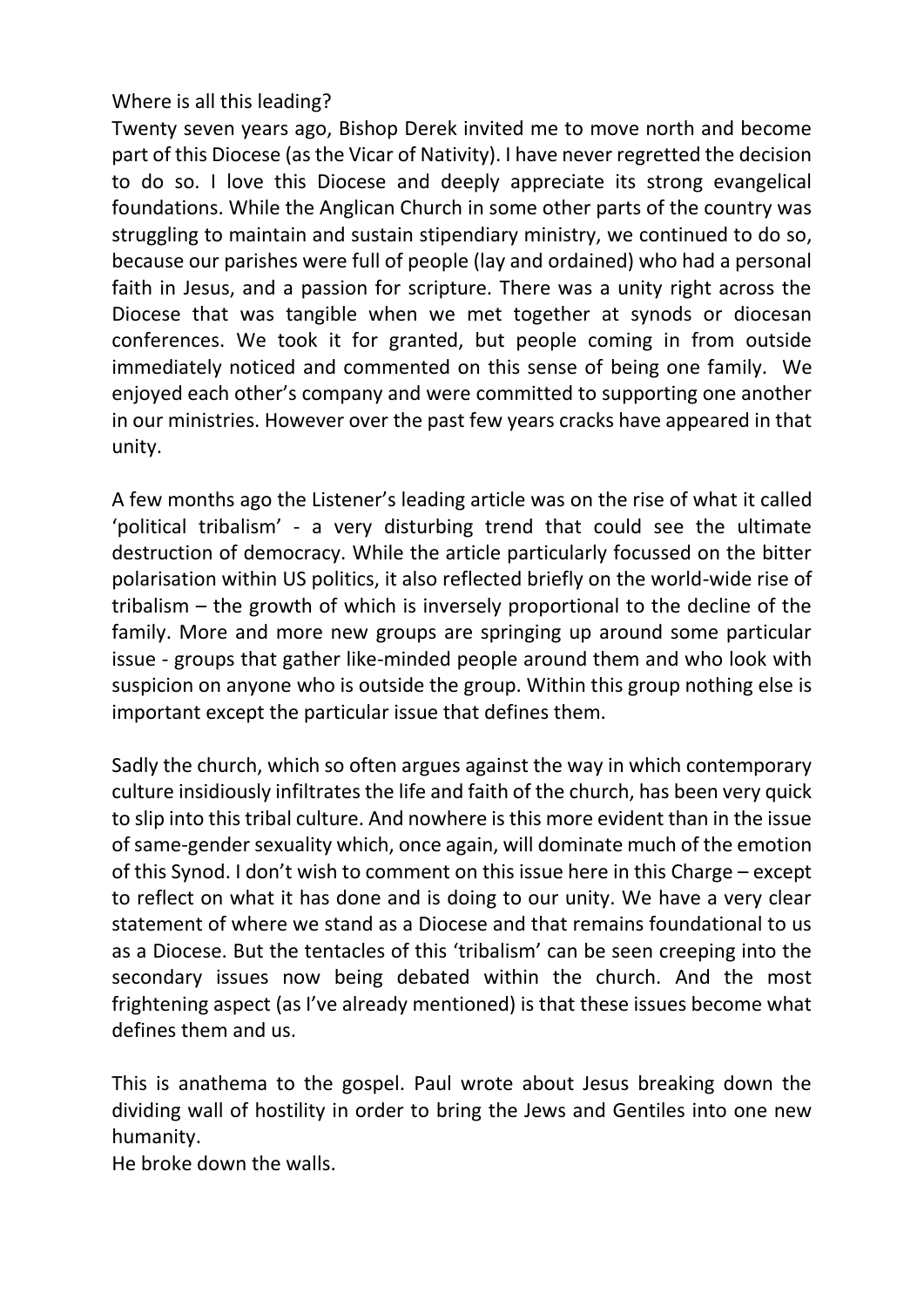Where is all this leading?

Twenty seven years ago, Bishop Derek invited me to move north and become part of this Diocese (as the Vicar of Nativity). I have never regretted the decision to do so. I love this Diocese and deeply appreciate its strong evangelical foundations. While the Anglican Church in some other parts of the country was struggling to maintain and sustain stipendiary ministry, we continued to do so, because our parishes were full of people (lay and ordained) who had a personal faith in Jesus, and a passion for scripture. There was a unity right across the Diocese that was tangible when we met together at synods or diocesan conferences. We took it for granted, but people coming in from outside immediately noticed and commented on this sense of being one family. We enjoyed each other's company and were committed to supporting one another in our ministries. However over the past few years cracks have appeared in that unity.

A few months ago the Listener's leading article was on the rise of what it called 'political tribalism' - a very disturbing trend that could see the ultimate destruction of democracy. While the article particularly focussed on the bitter polarisation within US politics, it also reflected briefly on the world-wide rise of tribalism – the growth of which is inversely proportional to the decline of the family. More and more new groups are springing up around some particular issue - groups that gather like-minded people around them and who look with suspicion on anyone who is outside the group. Within this group nothing else is important except the particular issue that defines them.

Sadly the church, which so often argues against the way in which contemporary culture insidiously infiltrates the life and faith of the church, has been very quick to slip into this tribal culture. And nowhere is this more evident than in the issue of same-gender sexuality which, once again, will dominate much of the emotion of this Synod. I don't wish to comment on this issue here in this Charge – except to reflect on what it has done and is doing to our unity. We have a very clear statement of where we stand as a Diocese and that remains foundational to us as a Diocese. But the tentacles of this 'tribalism' can be seen creeping into the secondary issues now being debated within the church. And the most frightening aspect (as I've already mentioned) is that these issues become what defines them and us.

This is anathema to the gospel. Paul wrote about Jesus breaking down the dividing wall of hostility in order to bring the Jews and Gentiles into one new humanity.

He broke down the walls.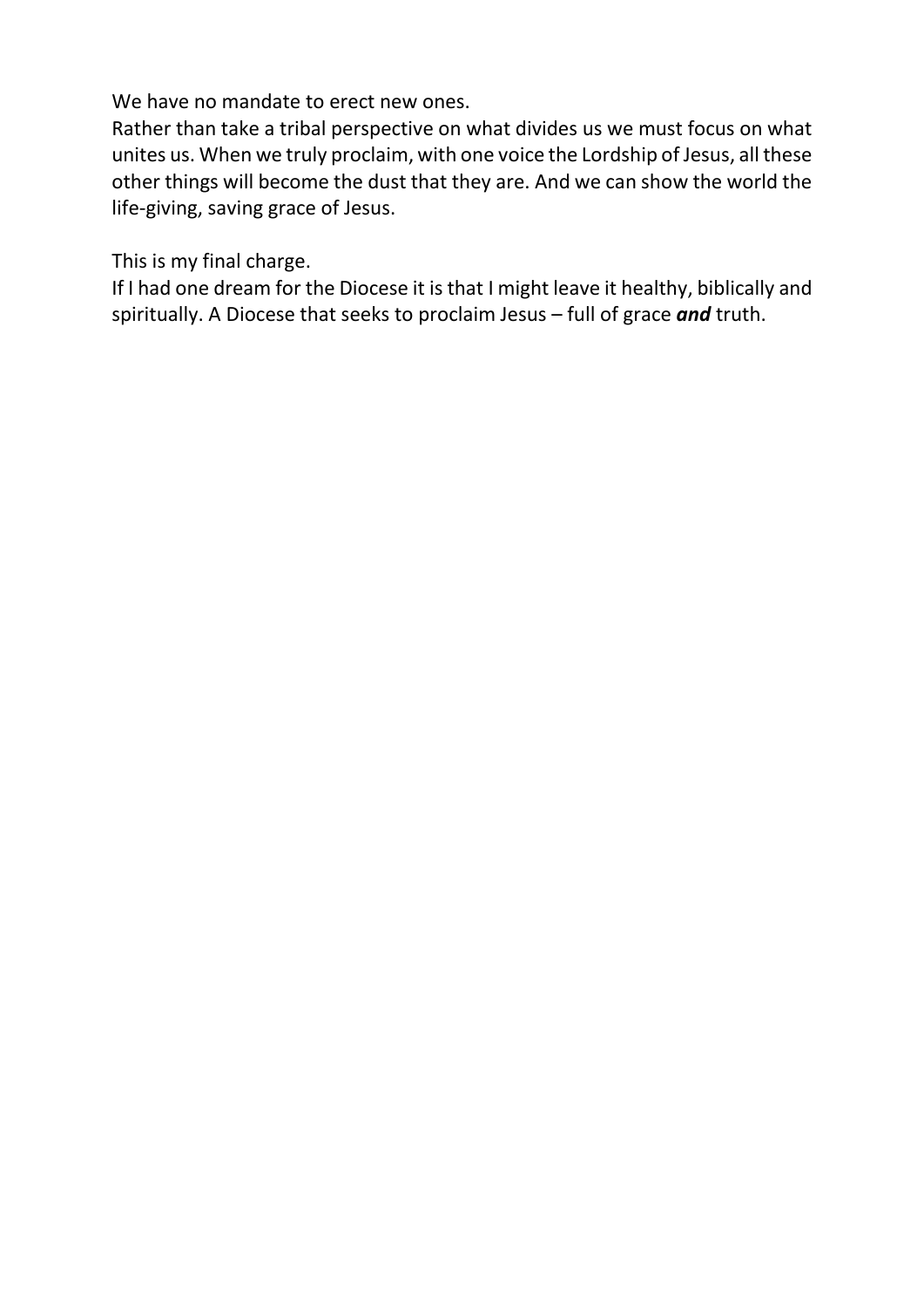We have no mandate to erect new ones.
Rather than take a tribal perspective on what divides us we must focus on what unites us. When we truly proclaim, with one voice the Lordship of Jesus, all these other things will become the dust that they are. And we can show the world the life-giving, saving grace of Jesus.

This is my final charge.
If I had one dream for the Diocese it is that I might leave it healthy, biblically and spiritually. A Diocese that seeks to proclaim Jesus – full of grace ***and*** truth.